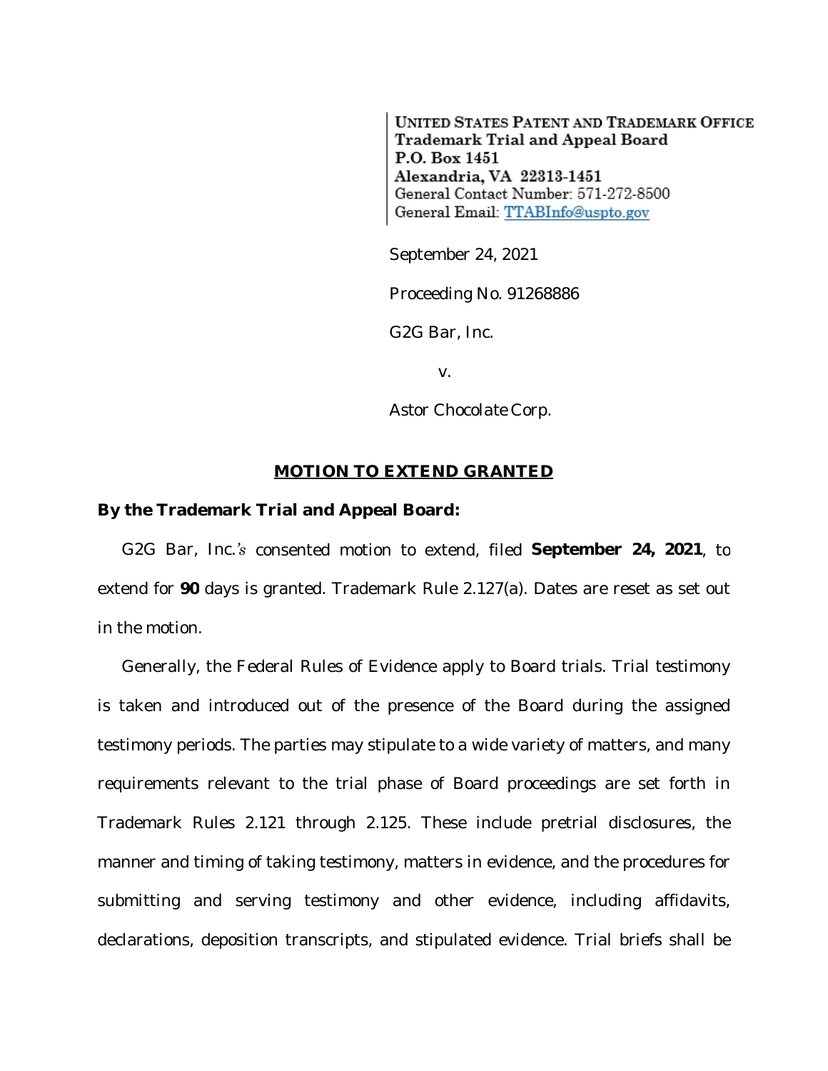UNITED STATES PATENT AND TRADEMARK OFFICE
**Trademark Trial and Appeal Board**
**P.O. Box 1451**
**Alexandria, VA 22313-1451**
General Contact Number: 571-272-8500
General Email: TTABInfo@uspto.gov

September 24, 2021

Proceeding No. 91268886

G2G Bar, Inc.

v.

Astor Chocolate Corp.

## MOTION TO EXTEND GRANTED

**By the Trademark Trial and Appeal Board:**

G2G Bar, Inc.'s consented motion to extend, filed **September 24, 2021**, to extend for **90** days is granted. Trademark Rule 2.127(a). Dates are reset as set out in the motion.

Generally, the Federal Rules of Evidence apply to Board trials. Trial testimony is taken and introduced out of the presence of the Board during the assigned testimony periods. The parties may stipulate to a wide variety of matters, and many requirements relevant to the trial phase of Board proceedings are set forth in Trademark Rules 2.121 through 2.125. These include pretrial disclosures, the manner and timing of taking testimony, matters in evidence, and the procedures for submitting and serving testimony and other evidence, including affidavits, declarations, deposition transcripts, and stipulated evidence. Trial briefs shall be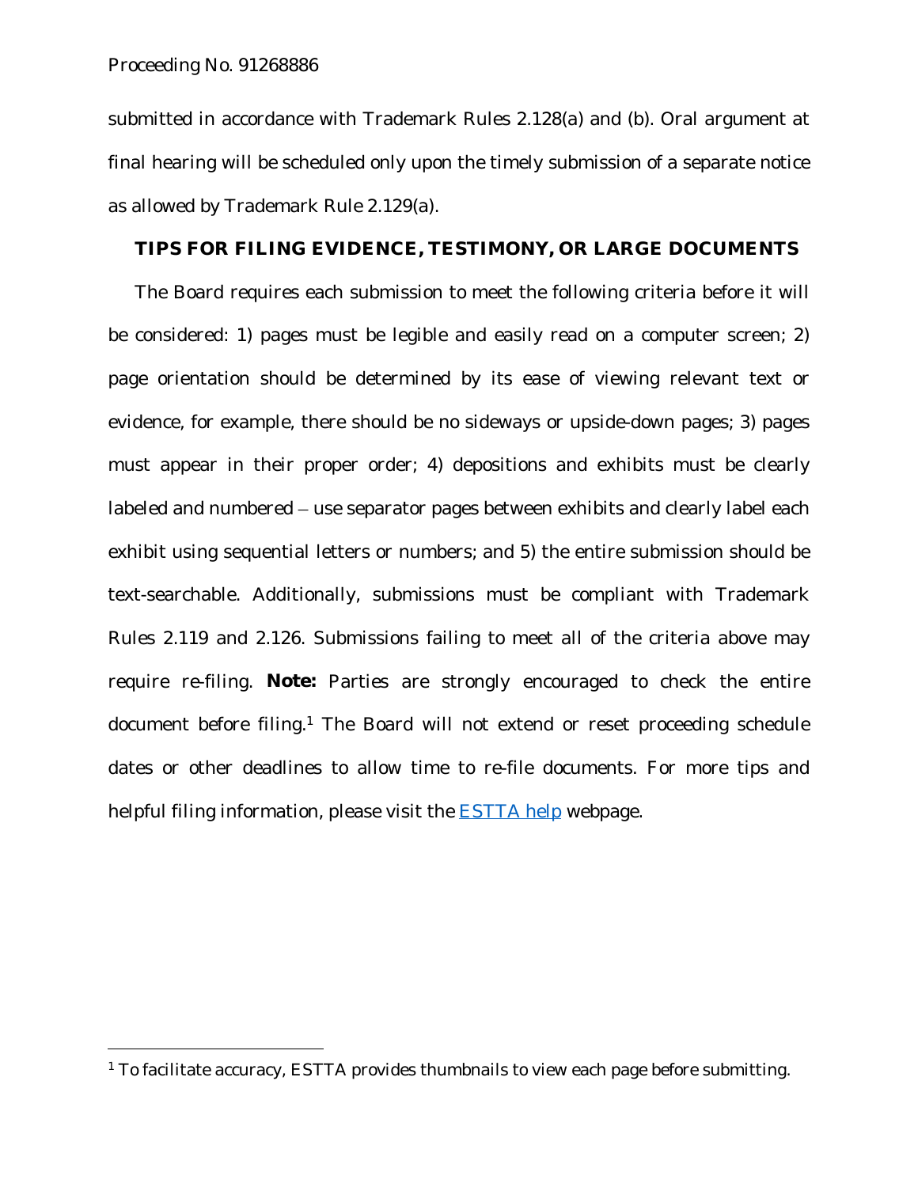submitted in accordance with Trademark Rules 2.128(a) and (b). Oral argument at final hearing will be scheduled only upon the timely submission of a separate notice as allowed by Trademark Rule 2.129(a).

**TIPS FOR FILING EVIDENCE, TESTIMONY, OR LARGE DOCUMENTS**

The Board requires each submission to meet the following criteria before it will be considered: 1) pages must be legible and easily read on a computer screen; 2) page orientation should be determined by its ease of viewing relevant text or evidence, for example, there should be no sideways or upside-down pages; 3) pages must appear in their proper order; 4) depositions and exhibits must be clearly labeled and numbered – use separator pages between exhibits and clearly label each exhibit using sequential letters or numbers; and 5) the entire submission should be text-searchable. Additionally, submissions must be compliant with Trademark Rules 2.119 and 2.126. Submissions failing to meet all of the criteria above may require re-filing. **Note:** Parties are strongly encouraged to check the entire document before filing.[1] The Board will not extend or reset proceeding schedule dates or other deadlines to allow time to re-file documents. For more tips and helpful filing information, please visit the ESTTA help webpage.

[1] To facilitate accuracy, ESTTA provides thumbnails to view each page before submitting.